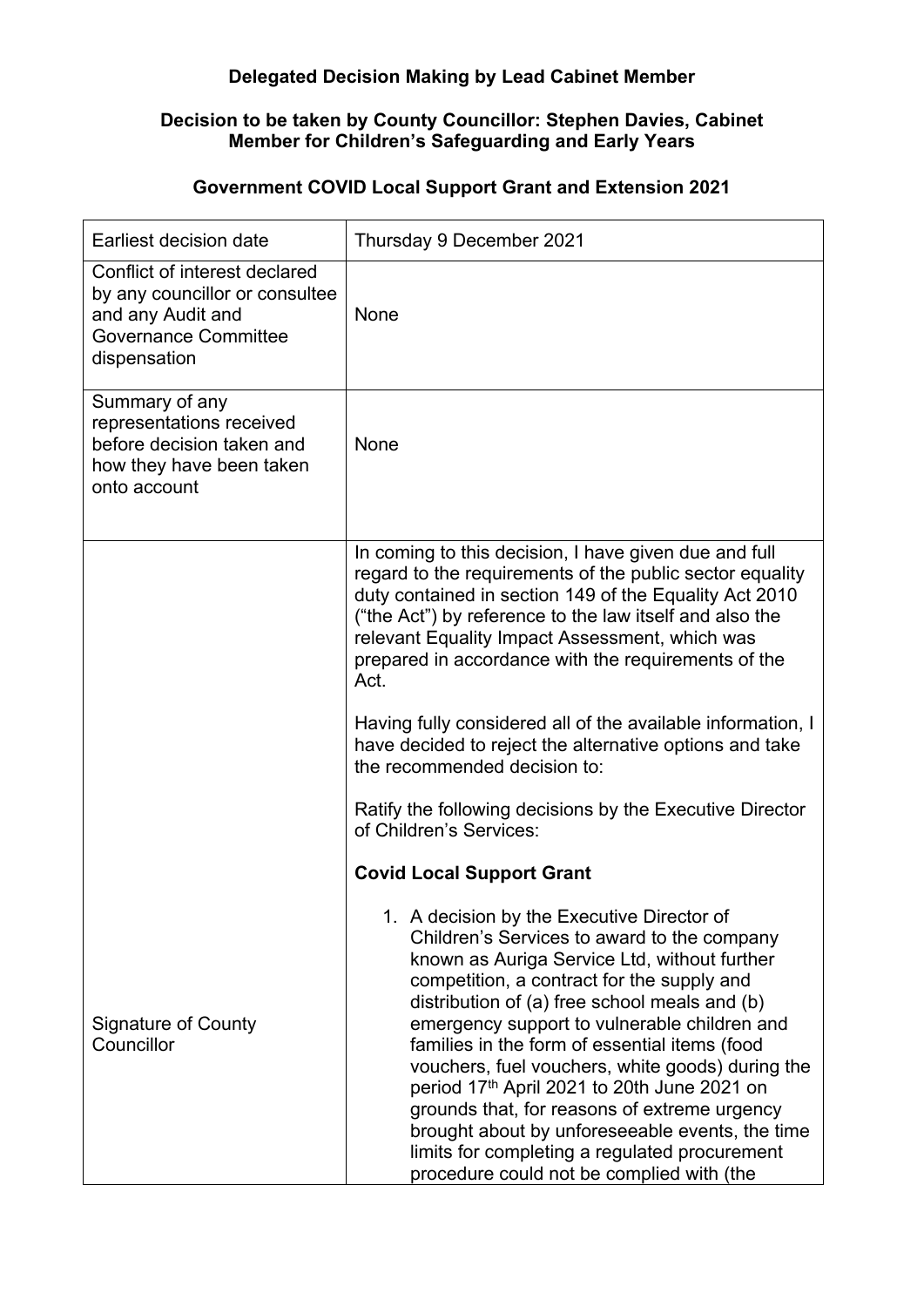**Delegated Decision Making by Lead Cabinet Member**

**Decision to be taken by County Councillor: Stephen Davies, Cabinet Member for Children's Safeguarding and Early Years**

**Government COVID Local Support Grant and Extension 2021**

| | |
|---|---|
| Earliest decision date | Thursday 9 December 2021 |
| Conflict of interest declared by any councillor or consultee and any Audit and Governance Committee dispensation | None |
| Summary of any representations received before decision taken and how they have been taken onto account | None |
| Signature of County Councillor | In coming to this decision, I have given due and full regard to the requirements of the public sector equality duty contained in section 149 of the Equality Act 2010 ("the Act") by reference to the law itself and also the relevant Equality Impact Assessment, which was prepared in accordance with the requirements of the Act.<br><br>Having fully considered all of the available information, I have decided to reject the alternative options and take the recommended decision to:<br><br>Ratify the following decisions by the Executive Director of Children's Services:<br><br>**Covid Local Support Grant**<br><br>1. A decision by the Executive Director of Children's Services to award to the company known as Auriga Service Ltd, without further competition, a contract for the supply and distribution of (a) free school meals and (b) emergency support to vulnerable children and families in the form of essential items (food vouchers, fuel vouchers, white goods) during the period 17th April 2021 to 20th June 2021 on grounds that, for reasons of extreme urgency brought about by unforeseeable events, the time limits for completing a regulated procurement procedure could not be complied with (the |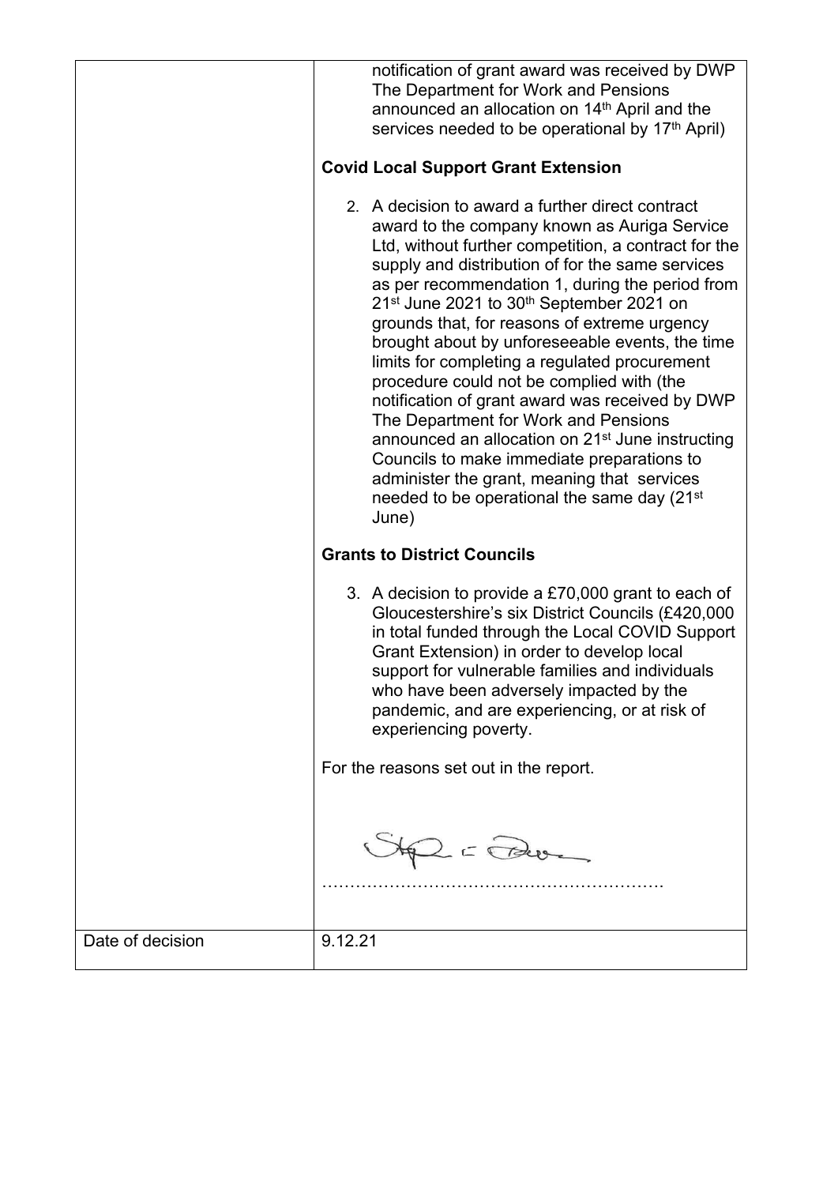| | |
|---|---|
| | notification of grant award was received by DWP The Department for Work and Pensions announced an allocation on 14th April and the services needed to be operational by 17th April)<br><br>**Covid Local Support Grant Extension**<br><br>2. A decision to award a further direct contract award to the company known as Auriga Service Ltd, without further competition, a contract for the supply and distribution of for the same services as per recommendation 1, during the period from 21st June 2021 to 30th September 2021 on grounds that, for reasons of extreme urgency brought about by unforeseeable events, the time limits for completing a regulated procurement procedure could not be complied with (the notification of grant award was received by DWP The Department for Work and Pensions announced an allocation on 21st June instructing Councils to make immediate preparations to administer the grant, meaning that services needed to be operational the same day (21st June)<br><br>**Grants to District Councils**<br><br>3. A decision to provide a £70,000 grant to each of Gloucestershire's six District Councils (£420,000 in total funded through the Local COVID Support Grant Extension) in order to develop local support for vulnerable families and individuals who have been adversely impacted by the pandemic, and are experiencing, or at risk of experiencing poverty.<br><br>For the reasons set out in the report.<br><br>……………………………………………………. |
| Date of decision | 9.12.21 |